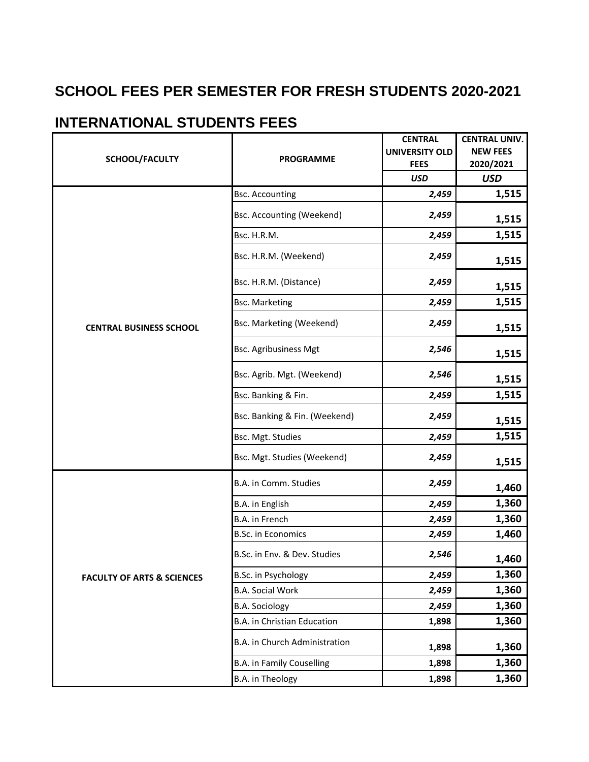# SCHOOL FEES PER SEMESTER FOR FRESH STUDENTS 2020-2021

## INTERNATIONAL STUDENTS FEES

| SCHOOL/FACULTY | PROGRAMME | CENTRAL UNIVERSITY OLD FEES | CENTRAL UNIV. NEW FEES 2020/2021 |
|---|---|---|---|
| | | *USD* | *USD* |
| CENTRAL BUSINESS SCHOOL | Bsc. Accounting | *2,459* | 1,515 |
| | Bsc. Accounting (Weekend) | *2,459* | 1,515 |
| | Bsc. H.R.M. | *2,459* | 1,515 |
| | Bsc. H.R.M. (Weekend) | *2,459* | 1,515 |
| | Bsc. H.R.M. (Distance) | *2,459* | 1,515 |
| | Bsc. Marketing | *2,459* | 1,515 |
| | Bsc. Marketing (Weekend) | *2,459* | 1,515 |
| | Bsc. Agribusiness Mgt | *2,546* | 1,515 |
| | Bsc. Agrib. Mgt. (Weekend) | *2,546* | 1,515 |
| | Bsc. Banking & Fin. | *2,459* | 1,515 |
| | Bsc. Banking & Fin. (Weekend) | *2,459* | 1,515 |
| | Bsc. Mgt. Studies | *2,459* | 1,515 |
| | Bsc. Mgt. Studies (Weekend) | *2,459* | 1,515 |
| FACULTY OF ARTS & SCIENCES | B.A. in Comm. Studies | *2,459* | 1,460 |
| | B.A. in English | *2,459* | 1,360 |
| | B.A. in French | *2,459* | 1,360 |
| | B.Sc. in Economics | *2,459* | 1,460 |
| | B.Sc. in Env. & Dev. Studies | *2,546* | 1,460 |
| | B.Sc. in Psychology | *2,459* | 1,360 |
| | B.A. Social Work | *2,459* | 1,360 |
| | B.A. Sociology | *2,459* | 1,360 |
| | B.A. in Christian Education | 1,898 | 1,360 |
| | B.A. in Church Administration | 1,898 | 1,360 |
| | B.A. in Family Couselling | 1,898 | 1,360 |
| | B.A. in Theology | 1,898 | 1,360 |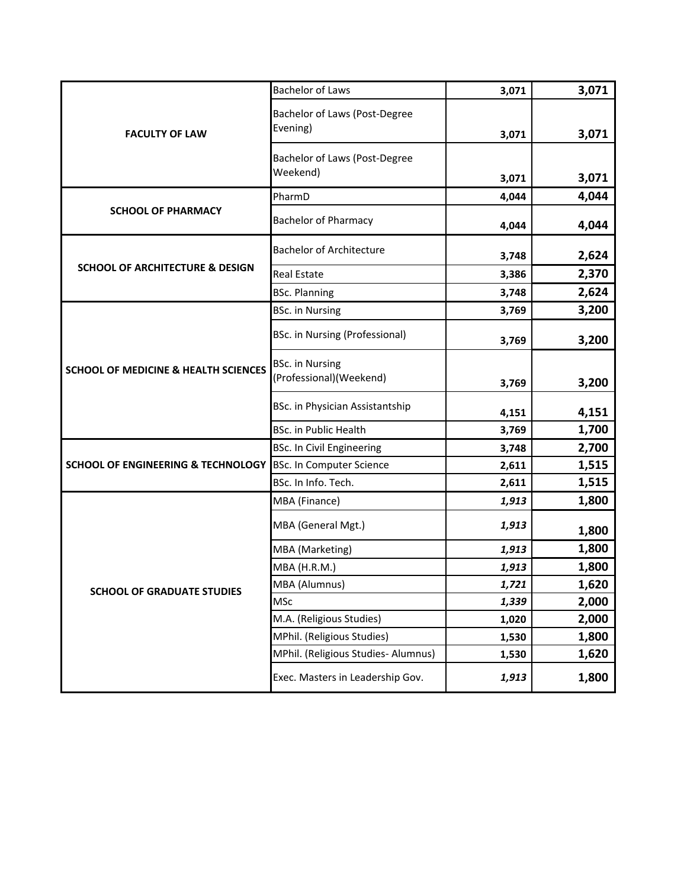| | | | |
|---|---|---|---|
| **FACULTY OF LAW** | Bachelor of Laws | **3,071** | **3,071** |
| | Bachelor of Laws (Post-Degree Evening) | **3,071** | **3,071** |
| | Bachelor of Laws (Post-Degree Weekend) | **3,071** | **3,071** |
| **SCHOOL OF PHARMACY** | PharmD | **4,044** | **4,044** |
| | Bachelor of Pharmacy | **4,044** | **4,044** |
| **SCHOOL OF ARCHITECTURE & DESIGN** | Bachelor of Architecture | **3,748** | **2,624** |
| | Real Estate | **3,386** | **2,370** |
| | BSc. Planning | **3,748** | **2,624** |
| **SCHOOL OF MEDICINE & HEALTH SCIENCES** | BSc. in Nursing | **3,769** | **3,200** |
| | BSc. in Nursing (Professional) | **3,769** | **3,200** |
| | BSc. in Nursing (Professional)(Weekend) | **3,769** | **3,200** |
| | BSc. in Physician Assistantship | **4,151** | **4,151** |
| | BSc. in Public Health | **3,769** | **1,700** |
| **SCHOOL OF ENGINEERING & TECHNOLOGY** | BSc. In Civil Engineering | **3,748** | **2,700** |
| | BSc. In Computer Science | **2,611** | **1,515** |
| | BSc. In Info. Tech. | **2,611** | **1,515** |
| **SCHOOL OF GRADUATE STUDIES** | MBA (Finance) | ***1,913*** | **1,800** |
| | MBA (General Mgt.) | ***1,913*** | **1,800** |
| | MBA (Marketing) | ***1,913*** | **1,800** |
| | MBA (H.R.M.) | ***1,913*** | **1,800** |
| | MBA (Alumnus) | ***1,721*** | **1,620** |
| | MSc | ***1,339*** | **2,000** |
| | M.A. (Religious Studies) | **1,020** | **2,000** |
| | MPhil. (Religious Studies) | **1,530** | **1,800** |
| | MPhil. (Religious Studies- Alumnus) | **1,530** | **1,620** |
| | Exec. Masters in Leadership Gov. | ***1,913*** | **1,800** |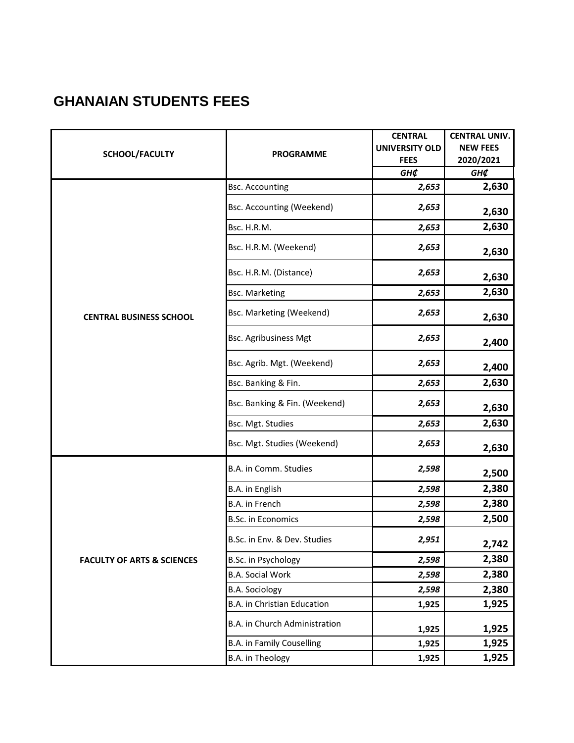## GHANAIAN STUDENTS FEES

| SCHOOL/FACULTY | PROGRAMME | CENTRAL UNIVERSITY OLD FEES | CENTRAL UNIV. NEW FEES 2020/2021 |
|---|---|---|---|
| | | GH₵ | GH₵ |
| CENTRAL BUSINESS SCHOOL | Bsc. Accounting | 2,653 | 2,630 |
| | Bsc. Accounting (Weekend) | 2,653 | 2,630 |
| | Bsc. H.R.M. | 2,653 | 2,630 |
| | Bsc. H.R.M. (Weekend) | 2,653 | 2,630 |
| | Bsc. H.R.M. (Distance) | 2,653 | 2,630 |
| | Bsc. Marketing | 2,653 | 2,630 |
| | Bsc. Marketing (Weekend) | 2,653 | 2,630 |
| | Bsc. Agribusiness Mgt | 2,653 | 2,400 |
| | Bsc. Agrib. Mgt. (Weekend) | 2,653 | 2,400 |
| | Bsc. Banking & Fin. | 2,653 | 2,630 |
| | Bsc. Banking & Fin. (Weekend) | 2,653 | 2,630 |
| | Bsc. Mgt. Studies | 2,653 | 2,630 |
| | Bsc. Mgt. Studies (Weekend) | 2,653 | 2,630 |
| FACULTY OF ARTS & SCIENCES | B.A. in Comm. Studies | 2,598 | 2,500 |
| | B.A. in English | 2,598 | 2,380 |
| | B.A. in French | 2,598 | 2,380 |
| | B.Sc. in Economics | 2,598 | 2,500 |
| | B.Sc. in Env. & Dev. Studies | 2,951 | 2,742 |
| | B.Sc. in Psychology | 2,598 | 2,380 |
| | B.A. Social Work | 2,598 | 2,380 |
| | B.A. Sociology | 2,598 | 2,380 |
| | B.A. in Christian Education | 1,925 | 1,925 |
| | B.A. in Church Administration | 1,925 | 1,925 |
| | B.A. in Family Couselling | 1,925 | 1,925 |
| | B.A. in Theology | 1,925 | 1,925 |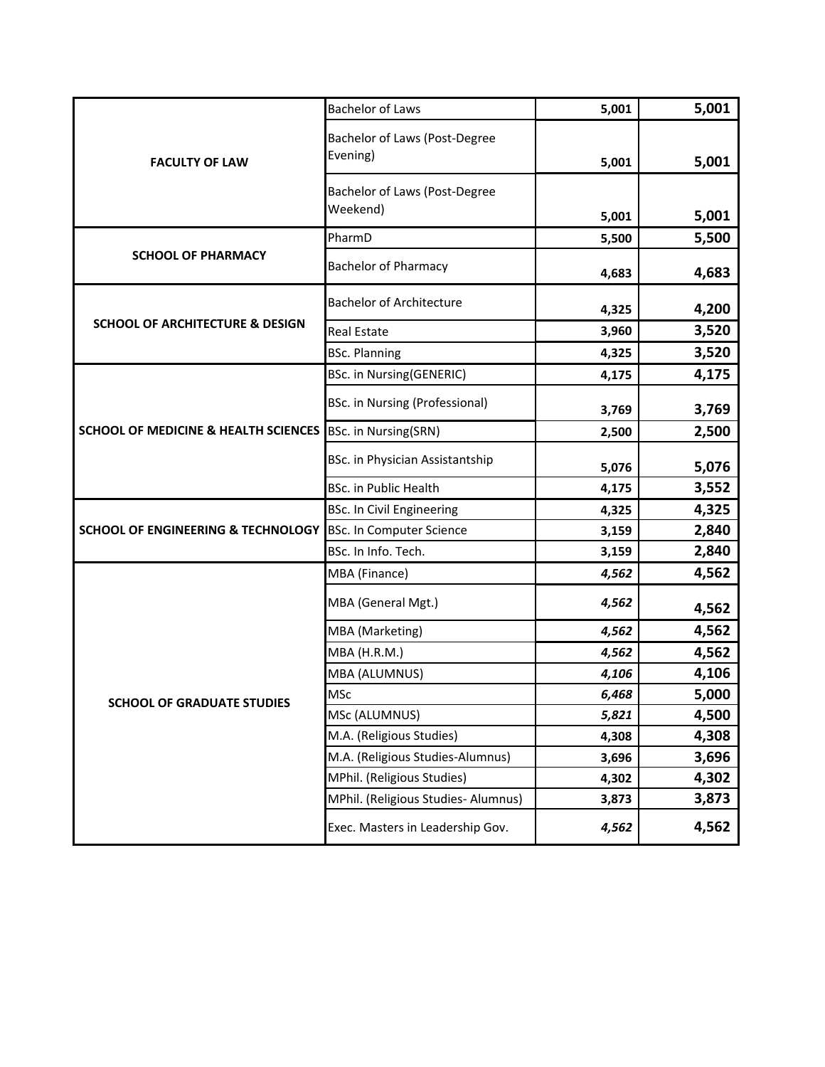| | | | |
|---|---|---|---|
| **FACULTY OF LAW** | Bachelor of Laws | **5,001** | **5,001** |
| | Bachelor of Laws (Post-Degree Evening) | **5,001** | **5,001** |
| | Bachelor of Laws (Post-Degree Weekend) | **5,001** | **5,001** |
| **SCHOOL OF PHARMACY** | PharmD | **5,500** | **5,500** |
| | Bachelor of Pharmacy | **4,683** | **4,683** |
| **SCHOOL OF ARCHITECTURE & DESIGN** | Bachelor of Architecture | **4,325** | **4,200** |
| | Real Estate | **3,960** | **3,520** |
| | BSc. Planning | **4,325** | **3,520** |
| **SCHOOL OF MEDICINE & HEALTH SCIENCES** | BSc. in Nursing(GENERIC) | **4,175** | **4,175** |
| | BSc. in Nursing (Professional) | **3,769** | **3,769** |
| | BSc. in Nursing(SRN) | **2,500** | **2,500** |
| | BSc. in Physician Assistantship | **5,076** | **5,076** |
| | BSc. in Public Health | **4,175** | **3,552** |
| **SCHOOL OF ENGINEERING & TECHNOLOGY** | BSc. In Civil Engineering | **4,325** | **4,325** |
| | BSc. In Computer Science | **3,159** | **2,840** |
| | BSc. In Info. Tech. | **3,159** | **2,840** |
| **SCHOOL OF GRADUATE STUDIES** | MBA (Finance) | ***4,562*** | **4,562** |
| | MBA (General Mgt.) | ***4,562*** | **4,562** |
| | MBA (Marketing) | ***4,562*** | **4,562** |
| | MBA (H.R.M.) | ***4,562*** | **4,562** |
| | MBA (ALUMNUS) | ***4,106*** | **4,106** |
| | MSc | ***6,468*** | **5,000** |
| | MSc (ALUMNUS) | ***5,821*** | **4,500** |
| | M.A. (Religious Studies) | **4,308** | **4,308** |
| | M.A. (Religious Studies-Alumnus) | **3,696** | **3,696** |
| | MPhil. (Religious Studies) | **4,302** | **4,302** |
| | MPhil. (Religious Studies- Alumnus) | **3,873** | **3,873** |
| | Exec. Masters in Leadership Gov. | ***4,562*** | **4,562** |